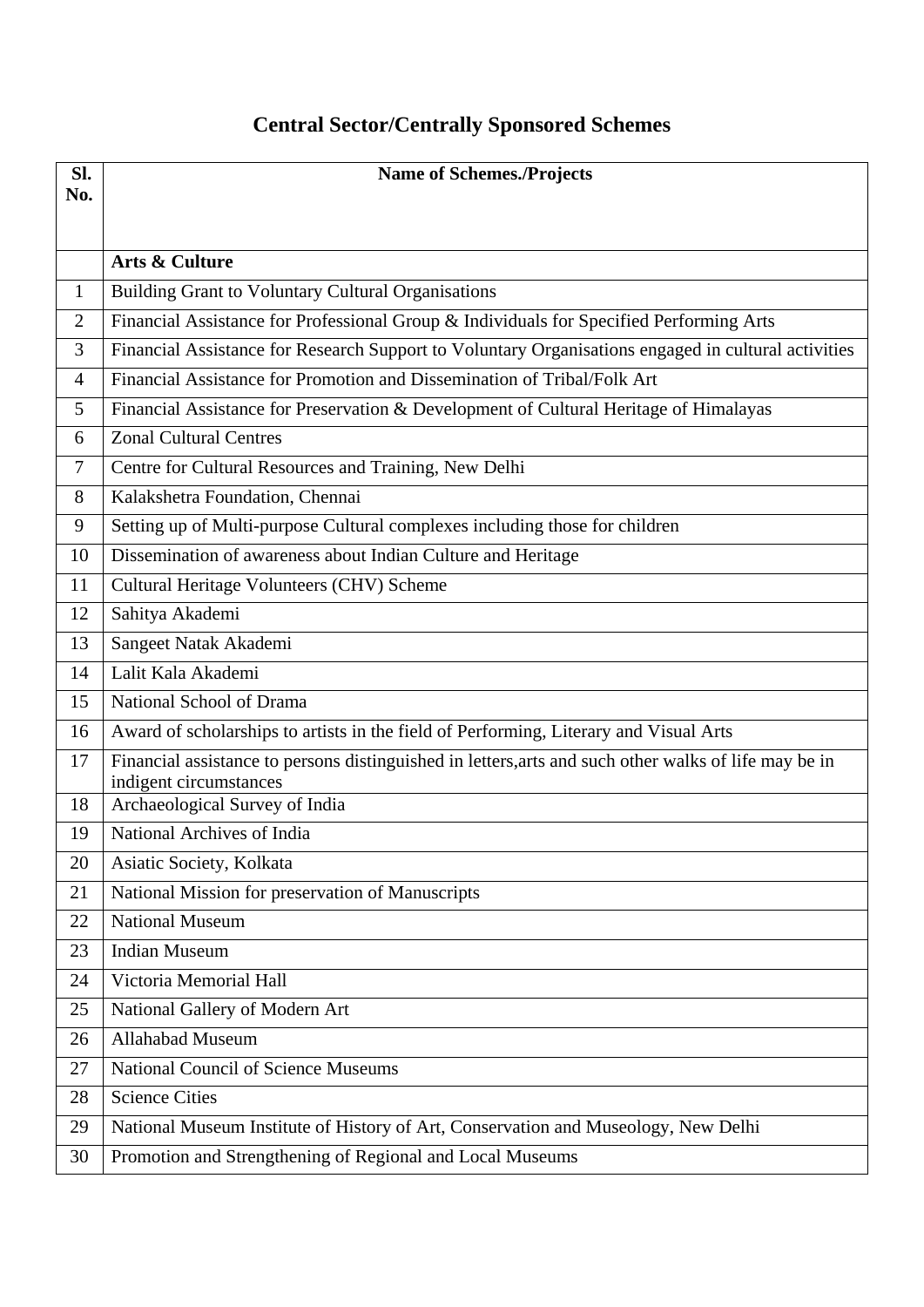# Central Sector/Centrally Sponsored Schemes

| Sl. No. | Name of Schemes./Projects |
|---|---|
| | **Arts & Culture** |
| 1 | Building Grant to Voluntary Cultural Organisations |
| 2 | Financial Assistance for Professional Group & Individuals for Specified Performing Arts |
| 3 | Financial Assistance for Research Support to Voluntary Organisations engaged in cultural activities |
| 4 | Financial Assistance for Promotion and Dissemination of Tribal/Folk Art |
| 5 | Financial Assistance for Preservation & Development of Cultural Heritage of Himalayas |
| 6 | Zonal Cultural Centres |
| 7 | Centre for Cultural Resources and Training, New Delhi |
| 8 | Kalakshetra Foundation, Chennai |
| 9 | Setting up of Multi-purpose Cultural complexes including those for children |
| 10 | Dissemination of awareness about Indian Culture and Heritage |
| 11 | Cultural Heritage Volunteers (CHV) Scheme |
| 12 | Sahitya Akademi |
| 13 | Sangeet Natak Akademi |
| 14 | Lalit Kala Akademi |
| 15 | National School of Drama |
| 16 | Award of scholarships to artists in the field of Performing, Literary and Visual Arts |
| 17 | Financial assistance to persons distinguished in letters,arts and such other walks of life may be in indigent circumstances |
| 18 | Archaeological Survey of India |
| 19 | National Archives of India |
| 20 | Asiatic Society, Kolkata |
| 21 | National Mission for preservation of Manuscripts |
| 22 | National Museum |
| 23 | Indian Museum |
| 24 | Victoria Memorial Hall |
| 25 | National Gallery of Modern Art |
| 26 | Allahabad Museum |
| 27 | National Council of Science Museums |
| 28 | Science Cities |
| 29 | National Museum Institute of History of Art, Conservation and Museology, New Delhi |
| 30 | Promotion and Strengthening of Regional and Local Museums |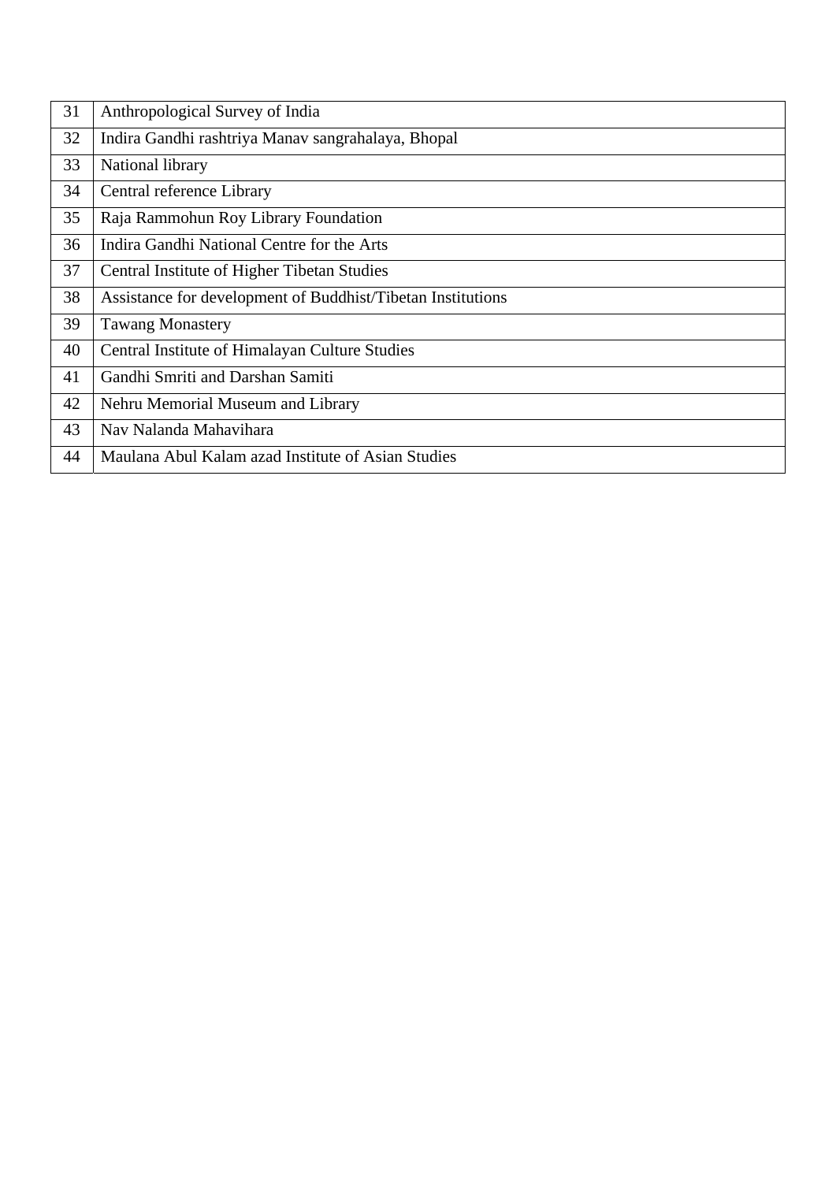| | |
|---|---|
| 31 | Anthropological Survey of India |
| 32 | Indira Gandhi rashtriya Manav sangrahalaya, Bhopal |
| 33 | National library |
| 34 | Central reference Library |
| 35 | Raja Rammohun Roy Library Foundation |
| 36 | Indira Gandhi National Centre for the Arts |
| 37 | Central Institute of Higher Tibetan Studies |
| 38 | Assistance for development of Buddhist/Tibetan Institutions |
| 39 | Tawang Monastery |
| 40 | Central Institute of Himalayan Culture Studies |
| 41 | Gandhi Smriti and Darshan Samiti |
| 42 | Nehru Memorial Museum and Library |
| 43 | Nav Nalanda Mahavihara |
| 44 | Maulana Abul Kalam azad Institute of Asian Studies |